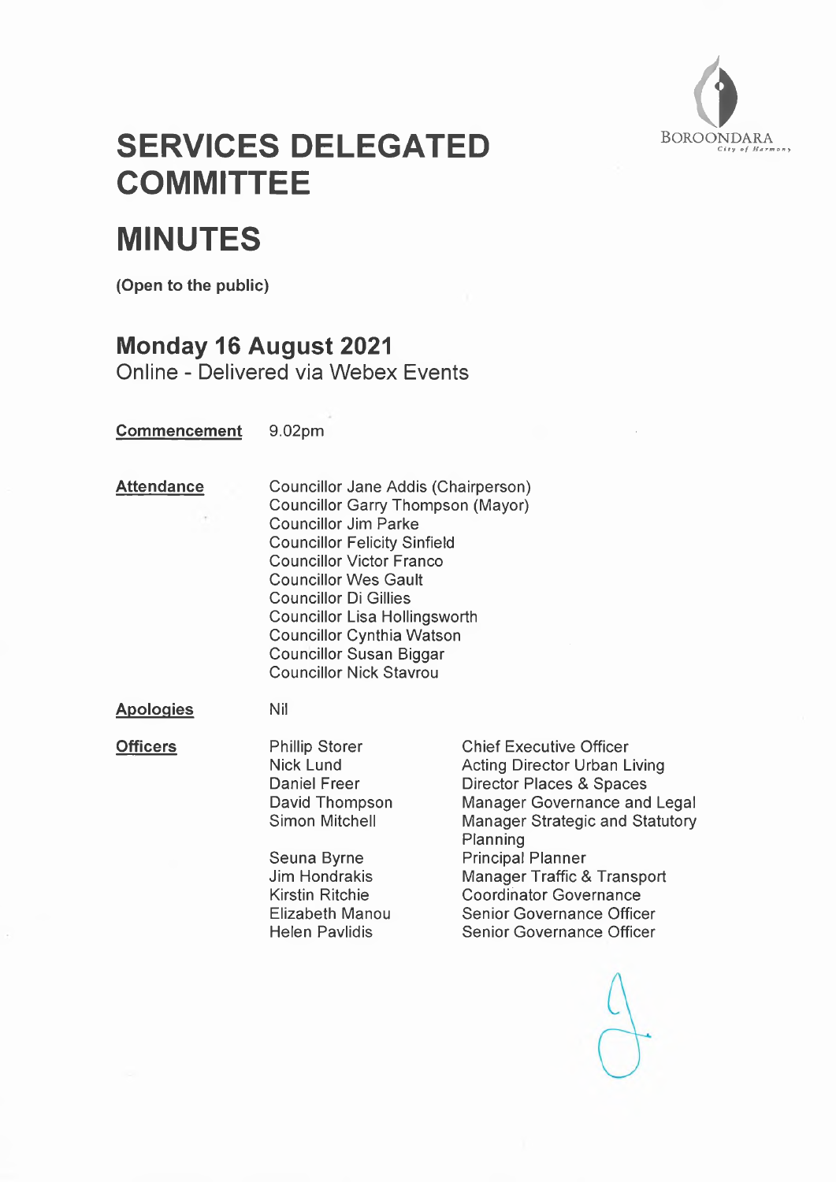# SERVICES DELEGATED COMMITTEE

# MINUTES

**(Open to the public)**

## Monday 16 August 2021

Online - Delivered via Webex Events

**Commencement** 9.02pm

**Attendance**

Councillor Jane Addis (Chairperson)
Councillor Garry Thompson (Mayor)
Councillor Jim Parke
Councillor Felicity Sinfield
Councillor Victor Franco
Councillor Wes Gault
Councillor Di Gillies
Councillor Lisa Hollingsworth
Councillor Cynthia Watson
Councillor Susan Biggar
Councillor Nick Stavrou

**Apologies** Nil

**Officers**

| Name | Position |
|---|---|
| Phillip Storer | Chief Executive Officer |
| Nick Lund | Acting Director Urban Living |
| Daniel Freer | Director Places & Spaces |
| David Thompson | Manager Governance and Legal |
| Simon Mitchell | Manager Strategic and Statutory Planning |
| Seuna Byrne | Principal Planner |
| Jim Hondrakis | Manager Traffic & Transport |
| Kirstin Ritchie | Coordinator Governance |
| Elizabeth Manou | Senior Governance Officer |
| Helen Pavlidis | Senior Governance Officer |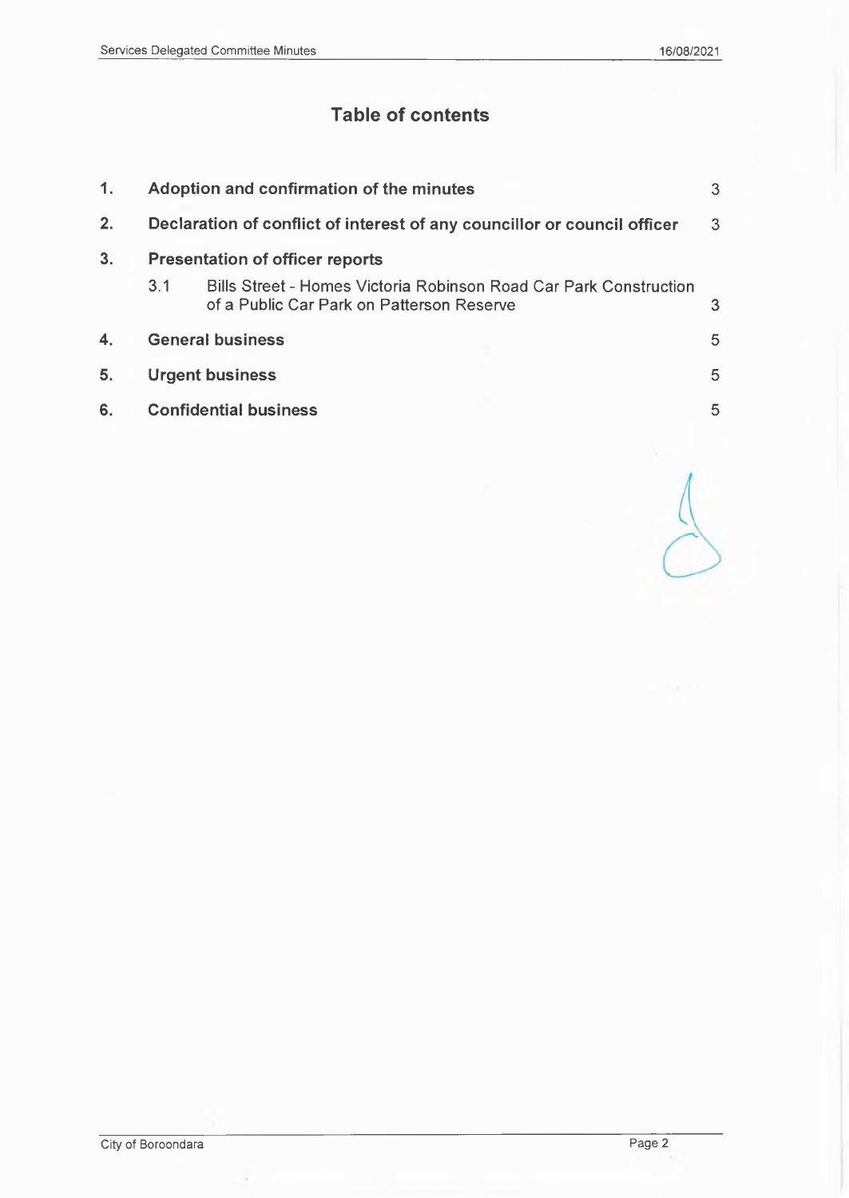## Table of contents

| | | |
|---|---|---|
| **1.** | **Adoption and confirmation of the minutes** | 3 |
| **2.** | **Declaration of conflict of interest of any councillor or council officer** | 3 |
| **3.** | **Presentation of officer reports** | |
| | 3.1 Bills Street - Homes Victoria Robinson Road Car Park Construction of a Public Car Park on Patterson Reserve | 3 |
| **4.** | **General business** | 5 |
| **5.** | **Urgent business** | 5 |
| **6.** | **Confidential business** | 5 |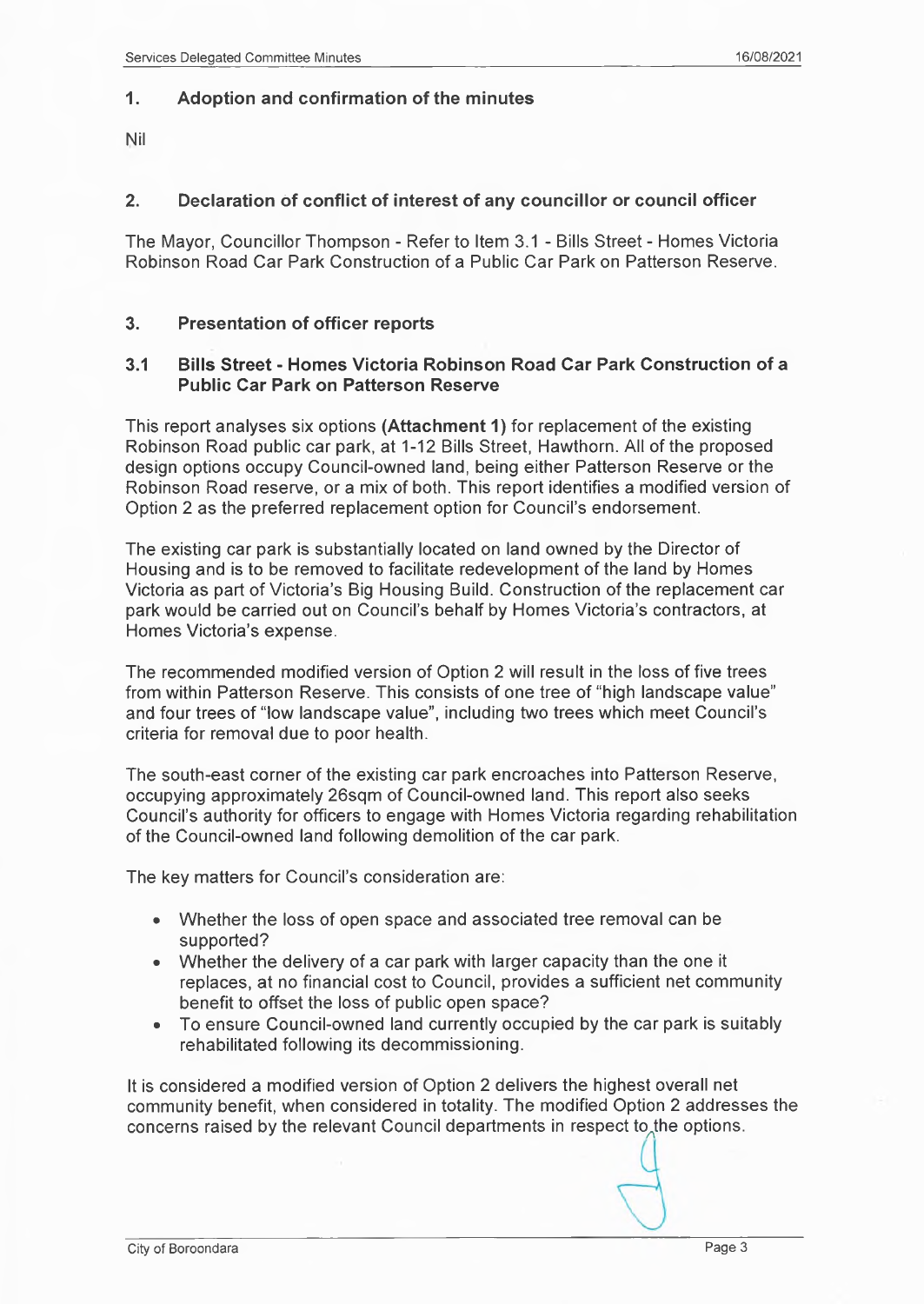## 1. Adoption and confirmation of the minutes

Nil

## 2. Declaration of conflict of interest of any councillor or council officer

The Mayor, Councillor Thompson - Refer to Item 3.1 - Bills Street - Homes Victoria Robinson Road Car Park Construction of a Public Car Park on Patterson Reserve.

## 3. Presentation of officer reports

### 3.1 Bills Street - Homes Victoria Robinson Road Car Park Construction of a Public Car Park on Patterson Reserve

This report analyses six options **(Attachment 1)** for replacement of the existing Robinson Road public car park, at 1-12 Bills Street, Hawthorn. All of the proposed design options occupy Council-owned land, being either Patterson Reserve or the Robinson Road reserve, or a mix of both. This report identifies a modified version of Option 2 as the preferred replacement option for Council's endorsement.

The existing car park is substantially located on land owned by the Director of Housing and is to be removed to facilitate redevelopment of the land by Homes Victoria as part of Victoria's Big Housing Build. Construction of the replacement car park would be carried out on Council's behalf by Homes Victoria's contractors, at Homes Victoria's expense.

The recommended modified version of Option 2 will result in the loss of five trees from within Patterson Reserve. This consists of one tree of "high landscape value" and four trees of "low landscape value", including two trees which meet Council's criteria for removal due to poor health.

The south-east corner of the existing car park encroaches into Patterson Reserve, occupying approximately 26sqm of Council-owned land. This report also seeks Council's authority for officers to engage with Homes Victoria regarding rehabilitation of the Council-owned land following demolition of the car park.

The key matters for Council's consideration are:

- Whether the loss of open space and associated tree removal can be supported?
- Whether the delivery of a car park with larger capacity than the one it replaces, at no financial cost to Council, provides a sufficient net community benefit to offset the loss of public open space?
- To ensure Council-owned land currently occupied by the car park is suitably rehabilitated following its decommissioning.

It is considered a modified version of Option 2 delivers the highest overall net community benefit, when considered in totality. The modified Option 2 addresses the concerns raised by the relevant Council departments in respect to the options.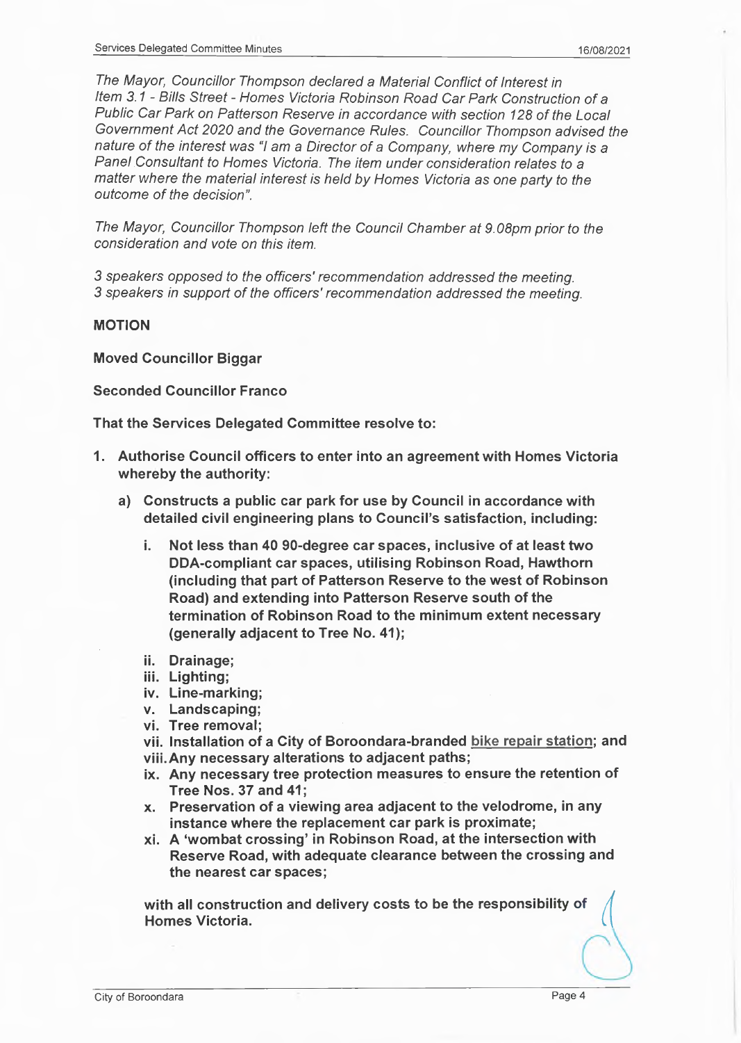*The Mayor, Councillor Thompson declared a Material Conflict of Interest in Item 3.1 - Bills Street - Homes Victoria Robinson Road Car Park Construction of a Public Car Park on Patterson Reserve in accordance with section 128 of the Local Government Act 2020 and the Governance Rules. Councillor Thompson advised the nature of the interest was "I am a Director of a Company, where my Company is a Panel Consultant to Homes Victoria. The item under consideration relates to a matter where the material interest is held by Homes Victoria as one party to the outcome of the decision".*

*The Mayor, Councillor Thompson left the Council Chamber at 9.08pm prior to the consideration and vote on this item.*

*3 speakers opposed to the officers' recommendation addressed the meeting.*
*3 speakers in support of the officers' recommendation addressed the meeting.*

**MOTION**

**Moved Councillor Biggar**

**Seconded Councillor Franco**

**That the Services Delegated Committee resolve to:**

1. **Authorise Council officers to enter into an agreement with Homes Victoria whereby the authority:**
   a) **Constructs a public car park for use by Council in accordance with detailed civil engineering plans to Council's satisfaction, including:**
      i. **Not less than 40 90-degree car spaces, inclusive of at least two DDA-compliant car spaces, utilising Robinson Road, Hawthorn (including that part of Patterson Reserve to the west of Robinson Road) and extending into Patterson Reserve south of the termination of Robinson Road to the minimum extent necessary (generally adjacent to Tree No. 41);**
      ii. **Drainage;**
      iii. **Lighting;**
      iv. **Line-marking;**
      v. **Landscaping;**
      vi. **Tree removal;**
      vii. **Installation of a City of Boroondara-branded bike repair station; and**
      viii. **Any necessary alterations to adjacent paths;**
      ix. **Any necessary tree protection measures to ensure the retention of Tree Nos. 37 and 41;**
      x. **Preservation of a viewing area adjacent to the velodrome, in any instance where the replacement car park is proximate;**
      xi. **A 'wombat crossing' in Robinson Road, at the intersection with Reserve Road, with adequate clearance between the crossing and the nearest car spaces;**

      **with all construction and delivery costs to be the responsibility of Homes Victoria.**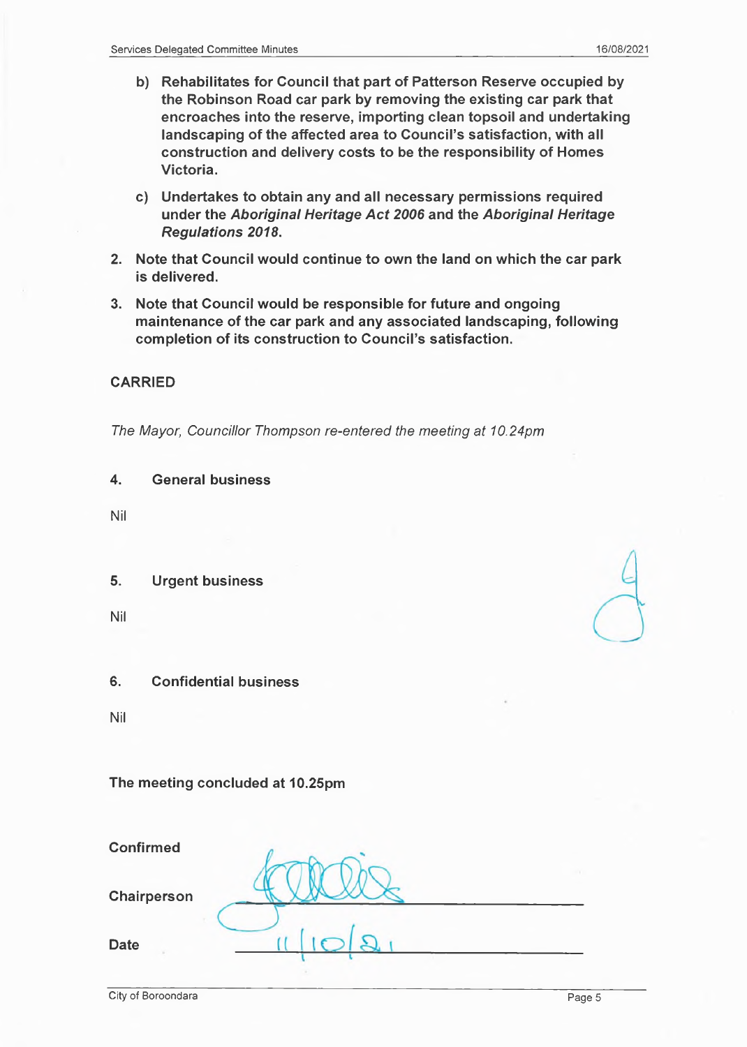b) Rehabilitates for Council that part of Patterson Reserve occupied by the Robinson Road car park by removing the existing car park that encroaches into the reserve, importing clean topsoil and undertaking landscaping of the affected area to Council's satisfaction, with all construction and delivery costs to be the responsibility of Homes Victoria.

c) Undertakes to obtain any and all necessary permissions required under the ***Aboriginal Heritage Act 2006*** and the ***Aboriginal Heritage Regulations 2018***.

2. **Note that Council would continue to own the land on which the car park is delivered.**

3. **Note that Council would be responsible for future and ongoing maintenance of the car park and any associated landscaping, following completion of its construction to Council's satisfaction.**

**CARRIED**

*The Mayor, Councillor Thompson re-entered the meeting at 10.24pm*

## 4. General business

Nil

## 5. Urgent business

Nil

## 6. Confidential business

Nil

**The meeting concluded at 10.25pm**

**Confirmed**

**Chairperson** ______________________

**Date** 11/10/21